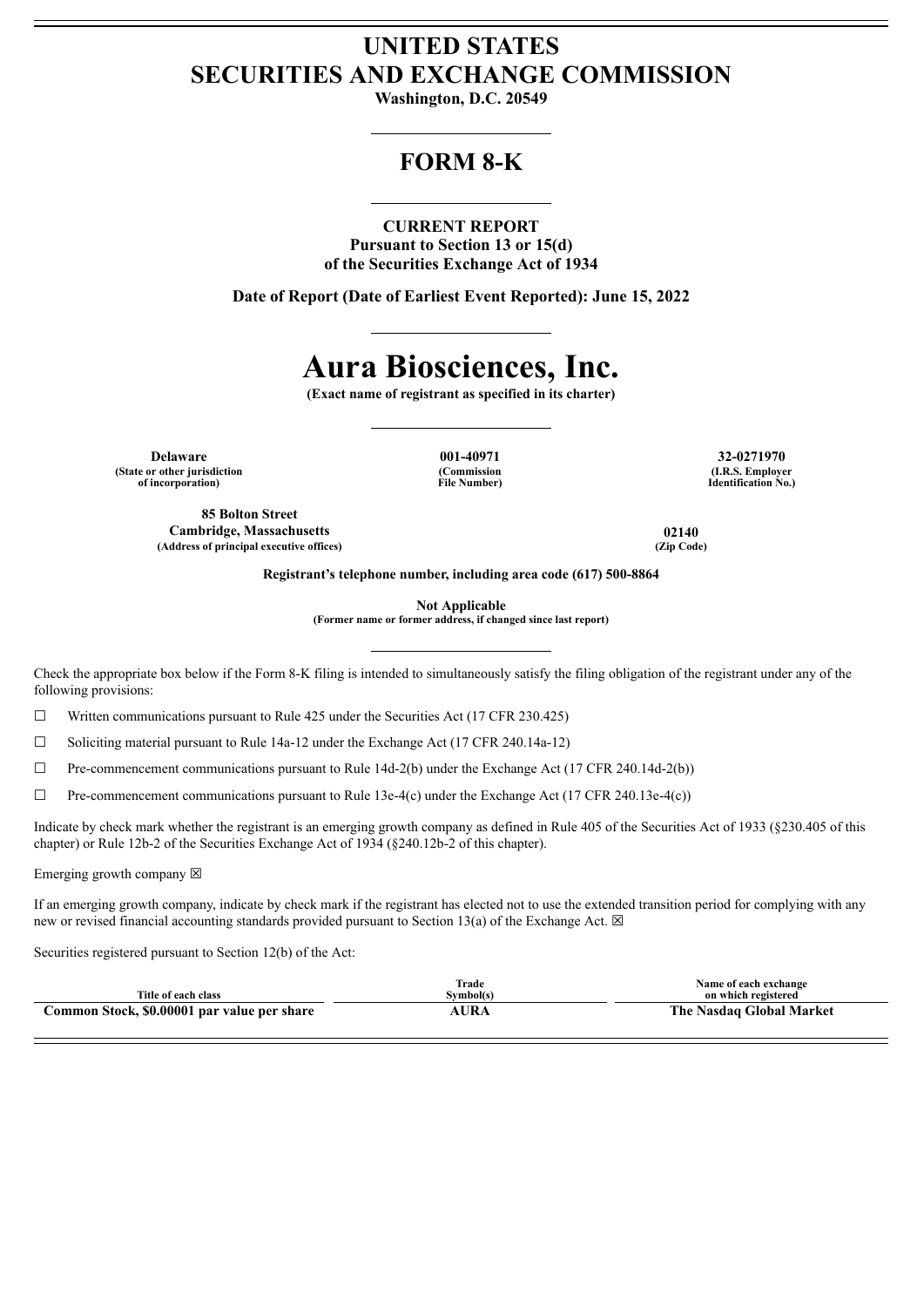# UNITED STATES
# SECURITIES AND EXCHANGE COMMISSION

**Washington, D.C. 20549**

## FORM 8-K

**CURRENT REPORT**
**Pursuant to Section 13 or 15(d)**
**of the Securities Exchange Act of 1934**

**Date of Report (Date of Earliest Event Reported): June 15, 2022**

# Aura Biosciences, Inc.

**(Exact name of registrant as specified in its charter)**

| Delaware | 001-40971 | 32-0271970 |
|---|---|---|
| (State or other jurisdiction of incorporation) | (Commission File Number) | (I.R.S. Employer Identification No.) |

| 85 Bolton Street Cambridge, Massachusetts | 02140 |
|---|---|
| (Address of principal executive offices) | (Zip Code) |

**Registrant's telephone number, including area code (617) 500-8864**

**Not Applicable**
**(Former name or former address, if changed since last report)**

Check the appropriate box below if the Form 8-K filing is intended to simultaneously satisfy the filing obligation of the registrant under any of the following provisions:

☐ Written communications pursuant to Rule 425 under the Securities Act (17 CFR 230.425)

☐ Soliciting material pursuant to Rule 14a-12 under the Exchange Act (17 CFR 240.14a-12)

☐ Pre-commencement communications pursuant to Rule 14d-2(b) under the Exchange Act (17 CFR 240.14d-2(b))

☐ Pre-commencement communications pursuant to Rule 13e-4(c) under the Exchange Act (17 CFR 240.13e-4(c))

Indicate by check mark whether the registrant is an emerging growth company as defined in Rule 405 of the Securities Act of 1933 (§230.405 of this chapter) or Rule 12b-2 of the Securities Exchange Act of 1934 (§240.12b-2 of this chapter).

Emerging growth company ☒

If an emerging growth company, indicate by check mark if the registrant has elected not to use the extended transition period for complying with any new or revised financial accounting standards provided pursuant to Section 13(a) of the Exchange Act. ☒

Securities registered pursuant to Section 12(b) of the Act:

| Title of each class | Trade Symbol(s) | Name of each exchange on which registered |
|---|---|---|
| **Common Stock, $0.00001 par value per share** | **AURA** | **The Nasdaq Global Market** |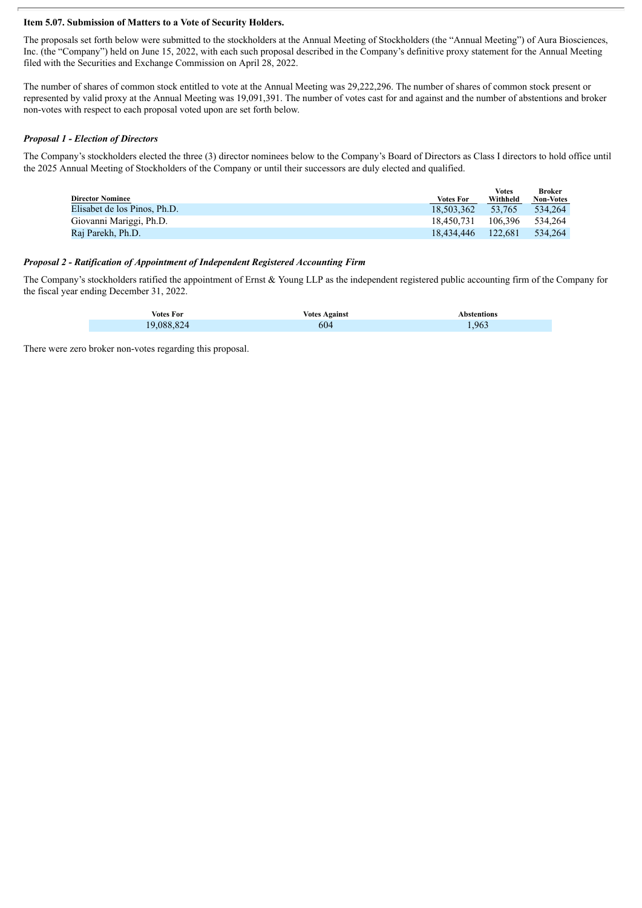**Item 5.07. Submission of Matters to a Vote of Security Holders.**

The proposals set forth below were submitted to the stockholders at the Annual Meeting of Stockholders (the "Annual Meeting") of Aura Biosciences, Inc. (the "Company") held on June 15, 2022, with each such proposal described in the Company's definitive proxy statement for the Annual Meeting filed with the Securities and Exchange Commission on April 28, 2022.

The number of shares of common stock entitled to vote at the Annual Meeting was 29,222,296. The number of shares of common stock present or represented by valid proxy at the Annual Meeting was 19,091,391. The number of votes cast for and against and the number of abstentions and broker non-votes with respect to each proposal voted upon are set forth below.

***Proposal 1 - Election of Directors***

The Company's stockholders elected the three (3) director nominees below to the Company's Board of Directors as Class I directors to hold office until the 2025 Annual Meeting of Stockholders of the Company or until their successors are duly elected and qualified.

| Director Nominee | Votes For | Votes Withheld | Broker Non-Votes |
|---|---|---|---|
| Elisabet de los Pinos, Ph.D. | 18,503,362 | 53,765 | 534,264 |
| Giovanni Mariggi, Ph.D. | 18,450,731 | 106,396 | 534,264 |
| Raj Parekh, Ph.D. | 18,434,446 | 122,681 | 534,264 |

***Proposal 2 - Ratification of Appointment of Independent Registered Accounting Firm***

The Company's stockholders ratified the appointment of Ernst & Young LLP as the independent registered public accounting firm of the Company for the fiscal year ending December 31, 2022.

| Votes For | Votes Against | Abstentions |
|---|---|---|
| 19,088,824 | 604 | 1,963 |

There were zero broker non-votes regarding this proposal.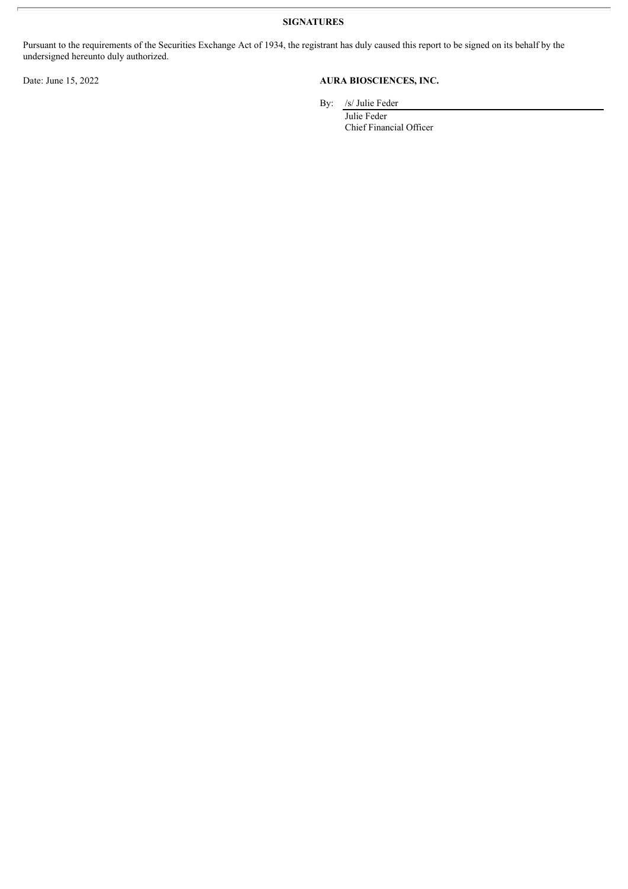**SIGNATURES**

Pursuant to the requirements of the Securities Exchange Act of 1934, the registrant has duly caused this report to be signed on its behalf by the undersigned hereunto duly authorized.

Date: June 15, 2022

**AURA BIOSCIENCES, INC.**

By: /s/ Julie Feder
Julie Feder
Chief Financial Officer